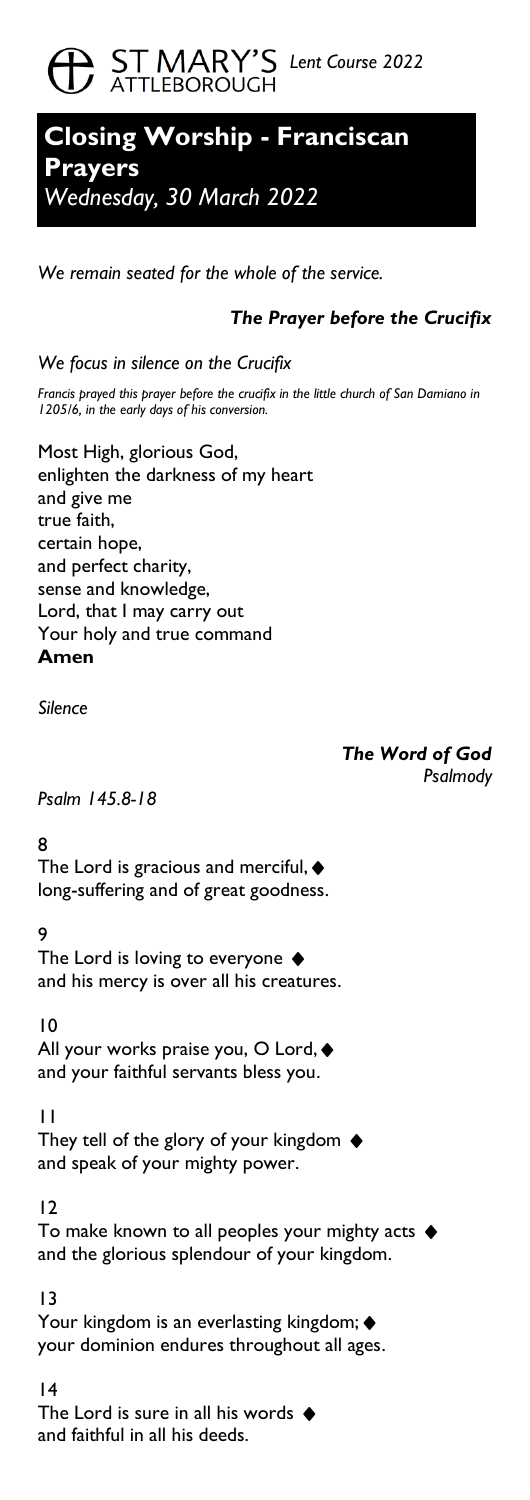ST MARY'S ATTLEBOROUGH *Lent Course 2022*

# Closing Worship - Franciscan Prayers

*Wednesday, 30 March 2022*

*We remain seated for the whole of the service.*

### *The Prayer before the Crucifix*

*We focus in silence on the Crucifix*

*Francis prayed this prayer before the crucifix in the little church of San Damiano in 1205/6, in the early days of his conversion.*

Most High, glorious God,
enlighten the darkness of my heart
and give me
true faith,
certain hope,
and perfect charity,
sense and knowledge,
Lord, that I may carry out
Your holy and true command
**Amen**

*Silence*

### *The Word of God*

*Psalmody*

*Psalm 145.8-18*

8
The Lord is gracious and merciful, ♦
long-suffering and of great goodness.

9
The Lord is loving to everyone ♦
and his mercy is over all his creatures.

10
All your works praise you, O Lord, ♦
and your faithful servants bless you.

11
They tell of the glory of your kingdom ♦
and speak of your mighty power.

12
To make known to all peoples your mighty acts ♦
and the glorious splendour of your kingdom.

13
Your kingdom is an everlasting kingdom; ♦
your dominion endures throughout all ages.

14
The Lord is sure in all his words ♦
and faithful in all his deeds.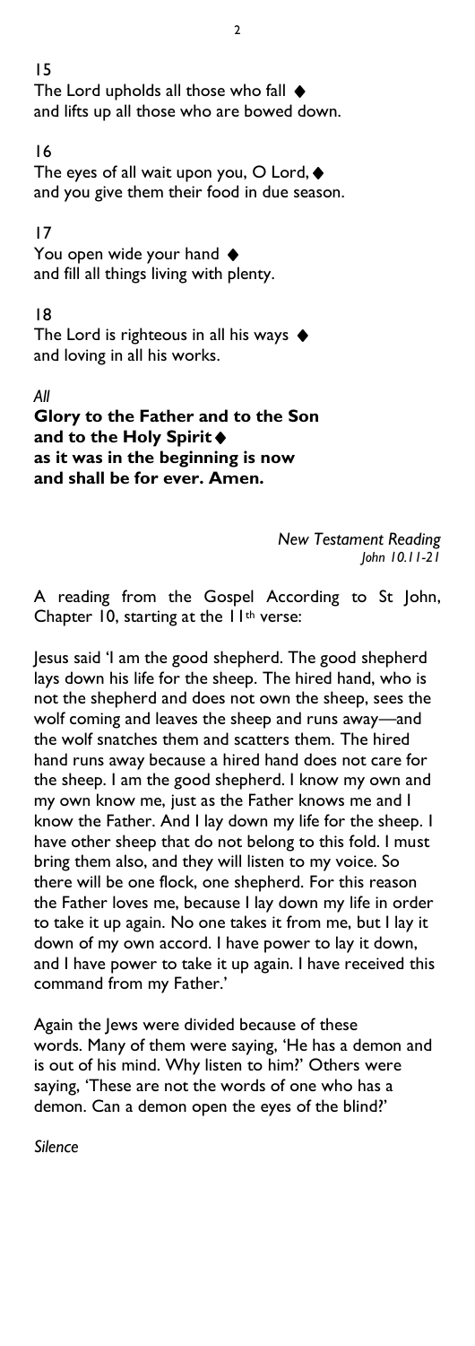15

The Lord upholds all those who fall ◆
and lifts up all those who are bowed down.

16

The eyes of all wait upon you, O Lord, ◆
and you give them their food in due season.

17

You open wide your hand ◆
and fill all things living with plenty.

18

The Lord is righteous in all his ways ◆
and loving in all his works.

*All*

**Glory to the Father and to the Son**
**and to the Holy Spirit ◆**
**as it was in the beginning is now**
**and shall be for ever. Amen.**

*New Testament Reading*
*John 10.11-21*

A reading from the Gospel According to St John, Chapter 10, starting at the 11th verse:

Jesus said 'I am the good shepherd. The good shepherd lays down his life for the sheep. The hired hand, who is not the shepherd and does not own the sheep, sees the wolf coming and leaves the sheep and runs away—and the wolf snatches them and scatters them. The hired hand runs away because a hired hand does not care for the sheep. I am the good shepherd. I know my own and my own know me, just as the Father knows me and I know the Father. And I lay down my life for the sheep. I have other sheep that do not belong to this fold. I must bring them also, and they will listen to my voice. So there will be one flock, one shepherd. For this reason the Father loves me, because I lay down my life in order to take it up again. No one takes it from me, but I lay it down of my own accord. I have power to lay it down, and I have power to take it up again. I have received this command from my Father.'

Again the Jews were divided because of these words. Many of them were saying, 'He has a demon and is out of his mind. Why listen to him?' Others were saying, 'These are not the words of one who has a demon. Can a demon open the eyes of the blind?'

*Silence*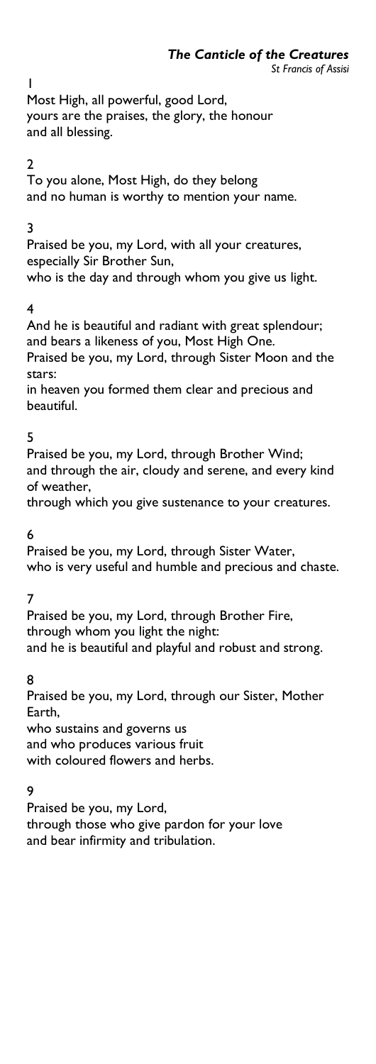## *The Canticle of the Creatures*

*St Francis of Assisi*

1

Most High, all powerful, good Lord,
yours are the praises, the glory, the honour
and all blessing.

2

To you alone, Most High, do they belong
and no human is worthy to mention your name.

3

Praised be you, my Lord, with all your creatures,
especially Sir Brother Sun,
who is the day and through whom you give us light.

4

And he is beautiful and radiant with great splendour;
and bears a likeness of you, Most High One.
Praised be you, my Lord, through Sister Moon and the stars:
in heaven you formed them clear and precious and beautiful.

5

Praised be you, my Lord, through Brother Wind;
and through the air, cloudy and serene, and every kind of weather,
through which you give sustenance to your creatures.

6

Praised be you, my Lord, through Sister Water,
who is very useful and humble and precious and chaste.

7

Praised be you, my Lord, through Brother Fire,
through whom you light the night:
and he is beautiful and playful and robust and strong.

8

Praised be you, my Lord, through our Sister, Mother Earth,
who sustains and governs us
and who produces various fruit
with coloured flowers and herbs.

9

Praised be you, my Lord,
through those who give pardon for your love
and bear infirmity and tribulation.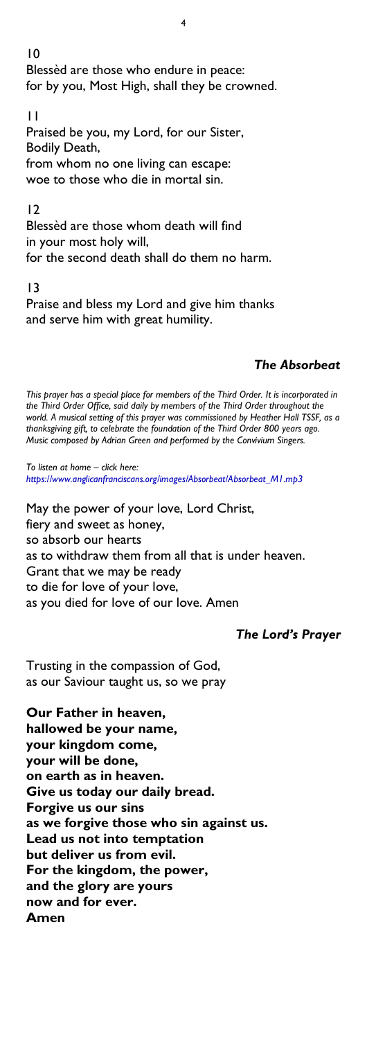10
Blessèd are those who endure in peace:
for by you, Most High, shall they be crowned.

11
Praised be you, my Lord, for our Sister,
Bodily Death,
from whom no one living can escape:
woe to those who die in mortal sin.

12
Blessèd are those whom death will find
in your most holy will,
for the second death shall do them no harm.

13
Praise and bless my Lord and give him thanks
and serve him with great humility.

### *The Absorbeat*

*This prayer has a special place for members of the Third Order. It is incorporated in the Third Order Office, said daily by members of the Third Order throughout the world. A musical setting of this prayer was commissioned by Heather Hall TSSF, as a thanksgiving gift, to celebrate the foundation of the Third Order 800 years ago. Music composed by Adrian Green and performed by the Convivium Singers.*

*To listen at home – click here:*
*https://www.anglicanfranciscans.org/images/Absorbeat/Absorbeat_M1.mp3*

May the power of your love, Lord Christ,
fiery and sweet as honey,
so absorb our hearts
as to withdraw them from all that is under heaven.
Grant that we may be ready
to die for love of your love,
as you died for love of our love. Amen

### *The Lord's Prayer*

Trusting in the compassion of God,
as our Saviour taught us, so we pray

**Our Father in heaven,**
**hallowed be your name,**
**your kingdom come,**
**your will be done,**
**on earth as in heaven.**
**Give us today our daily bread.**
**Forgive us our sins**
**as we forgive those who sin against us.**
**Lead us not into temptation**
**but deliver us from evil.**
**For the kingdom, the power,**
**and the glory are yours**
**now and for ever.**
**Amen**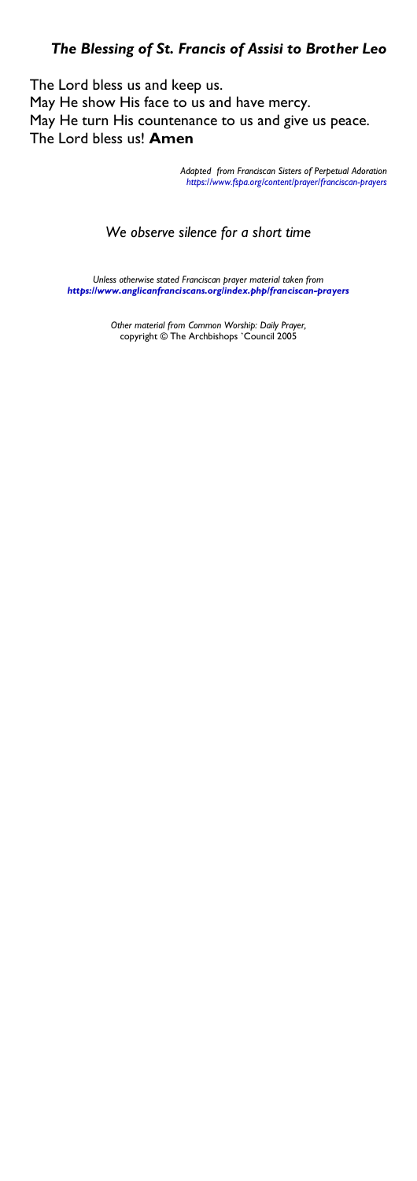### *The Blessing of St. Francis of Assisi to Brother Leo*

The Lord bless us and keep us.
May He show His face to us and have mercy.
May He turn His countenance to us and give us peace.
The Lord bless us! **Amen**

*Adapted from Franciscan Sisters of Perpetual Adoration*
*https://www.fspa.org/content/prayer/franciscan-prayers*

*We observe silence for a short time*

*Unless otherwise stated Franciscan prayer material taken from*
***https://www.anglicanfranciscans.org/index.php/franciscan-prayers***

*Other material from Common Worship: Daily Prayer,*
copyright © The Archbishops `Council 2005